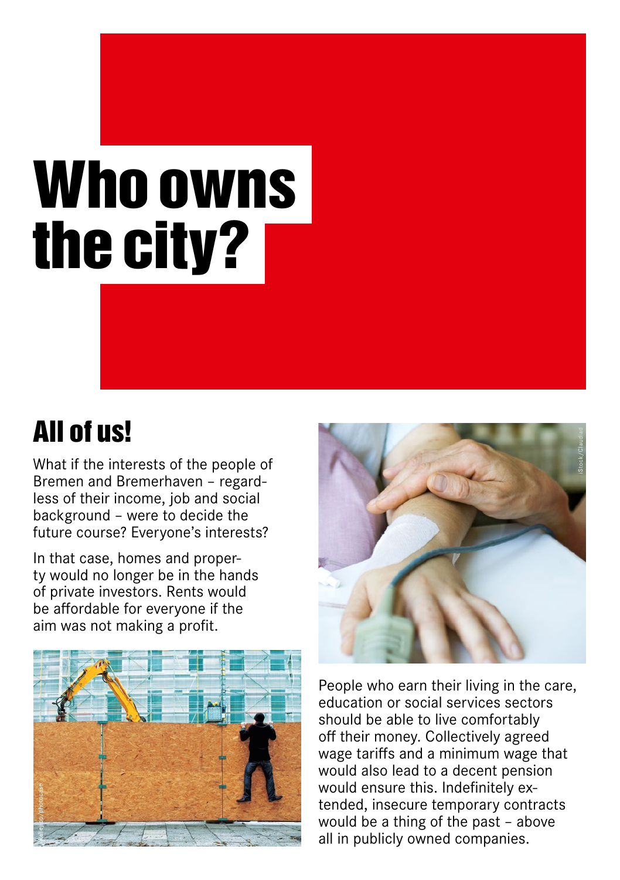# Who owns the city?

## All of us!

What if the interests of the people of Bremen and Bremerhaven – regardless of their income, job and social background – were to decide the future course? Everyone's interests?

In that case, homes and property would no longer be in the hands of private investors. Rents would be affordable for everyone if the aim was not making a profit.

People who earn their living in the care, education or social services sectors should be able to live comfortably off their money. Collectively agreed wage tariffs and a minimum wage that would also lead to a decent pension would ensure this. Indefinitely extended, insecure temporary contracts would be a thing of the past – above all in publicly owned companies.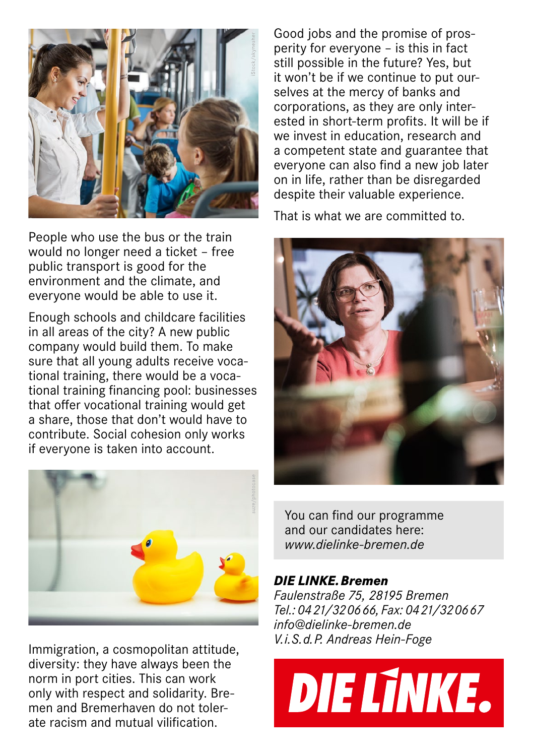People who use the bus or the train would no longer need a ticket – free public transport is good for the environment and the climate, and everyone would be able to use it.

Enough schools and childcare facilities in all areas of the city? A new public company would build them. To make sure that all young adults receive vocational training, there would be a vocational training financing pool: businesses that offer vocational training would get a share, those that don't would have to contribute. Social cohesion only works if everyone is taken into account.

Immigration, a cosmopolitan attitude, diversity: they have always been the norm in port cities. This can work only with respect and solidarity. Bremen and Bremerhaven do not tolerate racism and mutual vilification.

Good jobs and the promise of prosperity for everyone – is this in fact still possible in the future? Yes, but it won't be if we continue to put ourselves at the mercy of banks and corporations, as they are only interested in short-term profits. It will be if we invest in education, research and a competent state and guarantee that everyone can also find a new job later on in life, rather than be disregarded despite their valuable experience.

That is what we are committed to.

You can find our programme and our candidates here:
*www.dielinke-bremen.de*

***DIE LINKE. Bremen***
*Faulenstraße 75, 28195 Bremen*
*Tel.: 0421/320666, Fax: 0421/320667*
*info@dielinke-bremen.de*
*V.i.S.d.P. Andreas Hein-Foge*

DIE LINKE.